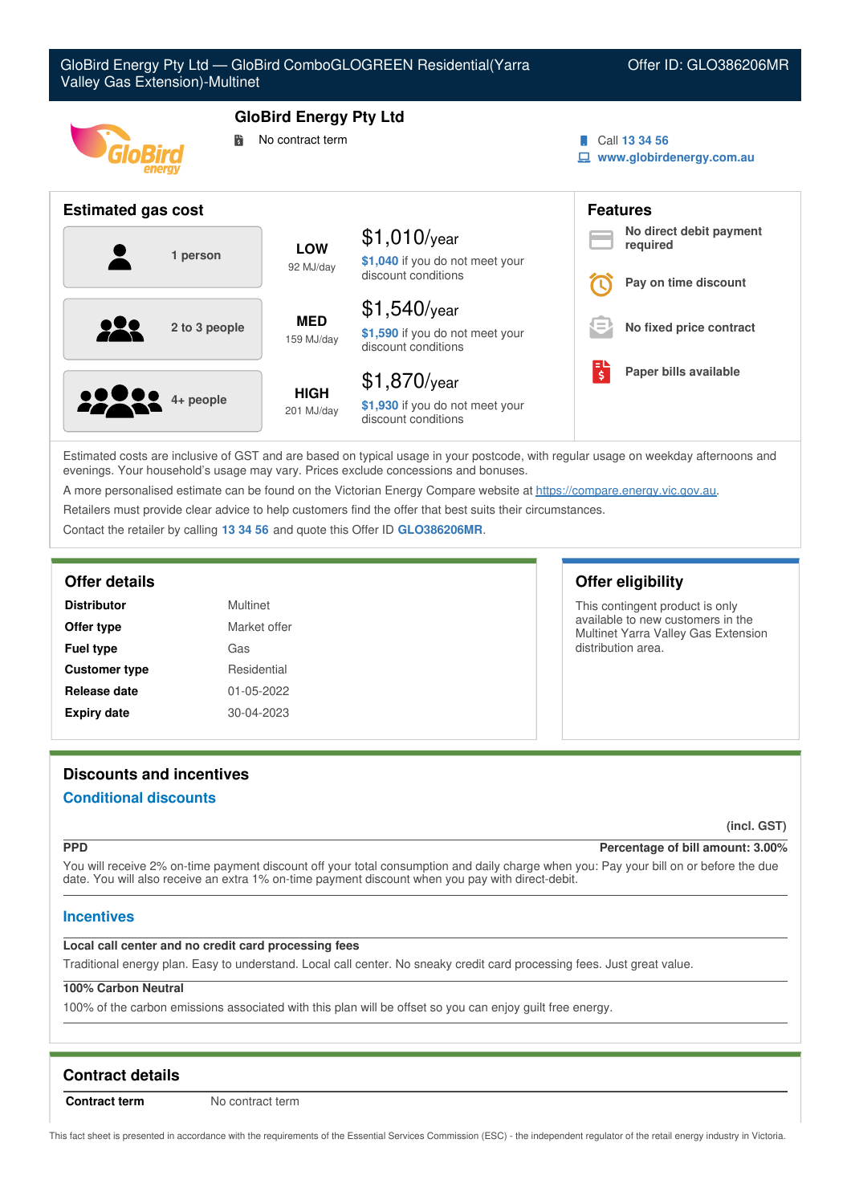GloBird Energy Pty Ltd — GloBird ComboGLOGREEN Residential(Yarra Valley Gas Extension)-Multinet

Offer ID: GLO386206MR

# GloBird Energy Pty Ltd

No contract term

Call 13 34 56

www.globirdenergy.com.au

## Estimated gas cost

| Household | Usage | Cost |
| --- | --- | --- |
| 1 person | LOW 92 MJ/day | $1,010/year — $1,040 if you do not meet your discount conditions |
| 2 to 3 people | MED 159 MJ/day | $1,540/year — $1,590 if you do not meet your discount conditions |
| 4+ people | HIGH 201 MJ/day | $1,870/year — $1,930 if you do not meet your discount conditions |

## Features

- No direct debit payment required
- Pay on time discount
- No fixed price contract
- Paper bills available

Estimated costs are inclusive of GST and are based on typical usage in your postcode, with regular usage on weekday afternoons and evenings. Your household's usage may vary. Prices exclude concessions and bonuses.

A more personalised estimate can be found on the Victorian Energy Compare website at https://compare.energy.vic.gov.au.

Retailers must provide clear advice to help customers find the offer that best suits their circumstances.

Contact the retailer by calling 13 34 56 and quote this Offer ID GLO386206MR.

## Offer details

| | |
| --- | --- |
| **Distributor** | Multinet |
| **Offer type** | Market offer |
| **Fuel type** | Gas |
| **Customer type** | Residential |
| **Release date** | 01-05-2022 |
| **Expiry date** | 30-04-2023 |

## Offer eligibility

This contingent product is only available to new customers in the Multinet Yarra Valley Gas Extension distribution area.

## Discounts and incentives

### Conditional discounts

(incl. GST)

**PPD** — Percentage of bill amount: 3.00%

You will receive 2% on-time payment discount off your total consumption and daily charge when you: Pay your bill on or before the due date. You will also receive an extra 1% on-time payment discount when you pay with direct-debit.

### Incentives

**Local call center and no credit card processing fees**

Traditional energy plan. Easy to understand. Local call center. No sneaky credit card processing fees. Just great value.

**100% Carbon Neutral**

100% of the carbon emissions associated with this plan will be offset so you can enjoy guilt free energy.

## Contract details

| | |
| --- | --- |
| **Contract term** | No contract term |

This fact sheet is presented in accordance with the requirements of the Essential Services Commission (ESC) - the independent regulator of the retail energy industry in Victoria.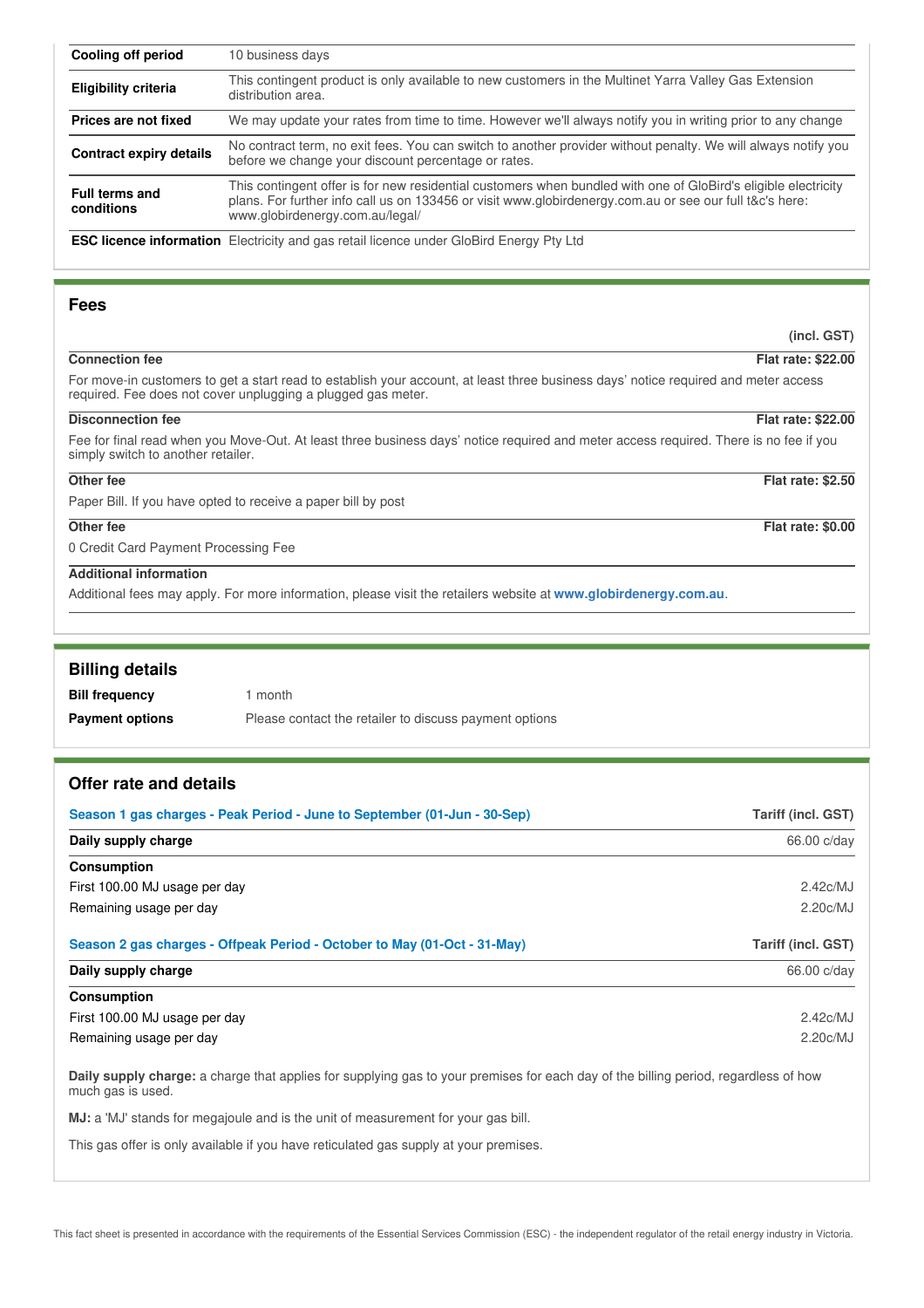| | |
|---|---|
| **Cooling off period** | 10 business days |
| **Eligibility criteria** | This contingent product is only available to new customers in the Multinet Yarra Valley Gas Extension distribution area. |
| **Prices are not fixed** | We may update your rates from time to time. However we'll always notify you in writing prior to any change |
| **Contract expiry details** | No contract term, no exit fees. You can switch to another provider without penalty. We will always notify you before we change your discount percentage or rates. |
| **Full terms and conditions** | This contingent offer is for new residential customers when bundled with one of GloBird's eligible electricity plans. For further info call us on 133456 or visit www.globirdenergy.com.au or see our full t&c's here: www.globirdenergy.com.au/legal/ |
| **ESC licence information** | Electricity and gas retail licence under GloBird Energy Pty Ltd |

## Fees

| | **(incl. GST)** |
|---|---|
| **Connection fee** | **Flat rate: $22.00** |

For move-in customers to get a start read to establish your account, at least three business days' notice required and meter access required. Fee does not cover unplugging a plugged gas meter.

| | |
|---|---|
| **Disconnection fee** | **Flat rate: $22.00** |

Fee for final read when you Move-Out. At least three business days' notice required and meter access required. There is no fee if you simply switch to another retailer.

| | |
|---|---|
| **Other fee** | **Flat rate: $2.50** |

Paper Bill. If you have opted to receive a paper bill by post

| | |
|---|---|
| **Other fee** | **Flat rate: $0.00** |

0 Credit Card Payment Processing Fee

**Additional information**

Additional fees may apply. For more information, please visit the retailers website at **www.globirdenergy.com.au**.

## Billing details

| | |
|---|---|
| **Bill frequency** | 1 month |
| **Payment options** | Please contact the retailer to discuss payment options |

## Offer rate and details

| Season 1 gas charges - Peak Period - June to September (01-Jun - 30-Sep) | Tariff (incl. GST) |
|---|---|
| **Daily supply charge** | 66.00 c/day |
| **Consumption** | |
| First 100.00 MJ usage per day | 2.42c/MJ |
| Remaining usage per day | 2.20c/MJ |

| Season 2 gas charges - Offpeak Period - October to May (01-Oct - 31-May) | Tariff (incl. GST) |
|---|---|
| **Daily supply charge** | 66.00 c/day |
| **Consumption** | |
| First 100.00 MJ usage per day | 2.42c/MJ |
| Remaining usage per day | 2.20c/MJ |

**Daily supply charge:** a charge that applies for supplying gas to your premises for each day of the billing period, regardless of how much gas is used.

**MJ:** a 'MJ' stands for megajoule and is the unit of measurement for your gas bill.

This gas offer is only available if you have reticulated gas supply at your premises.

This fact sheet is presented in accordance with the requirements of the Essential Services Commission (ESC) - the independent regulator of the retail energy industry in Victoria.